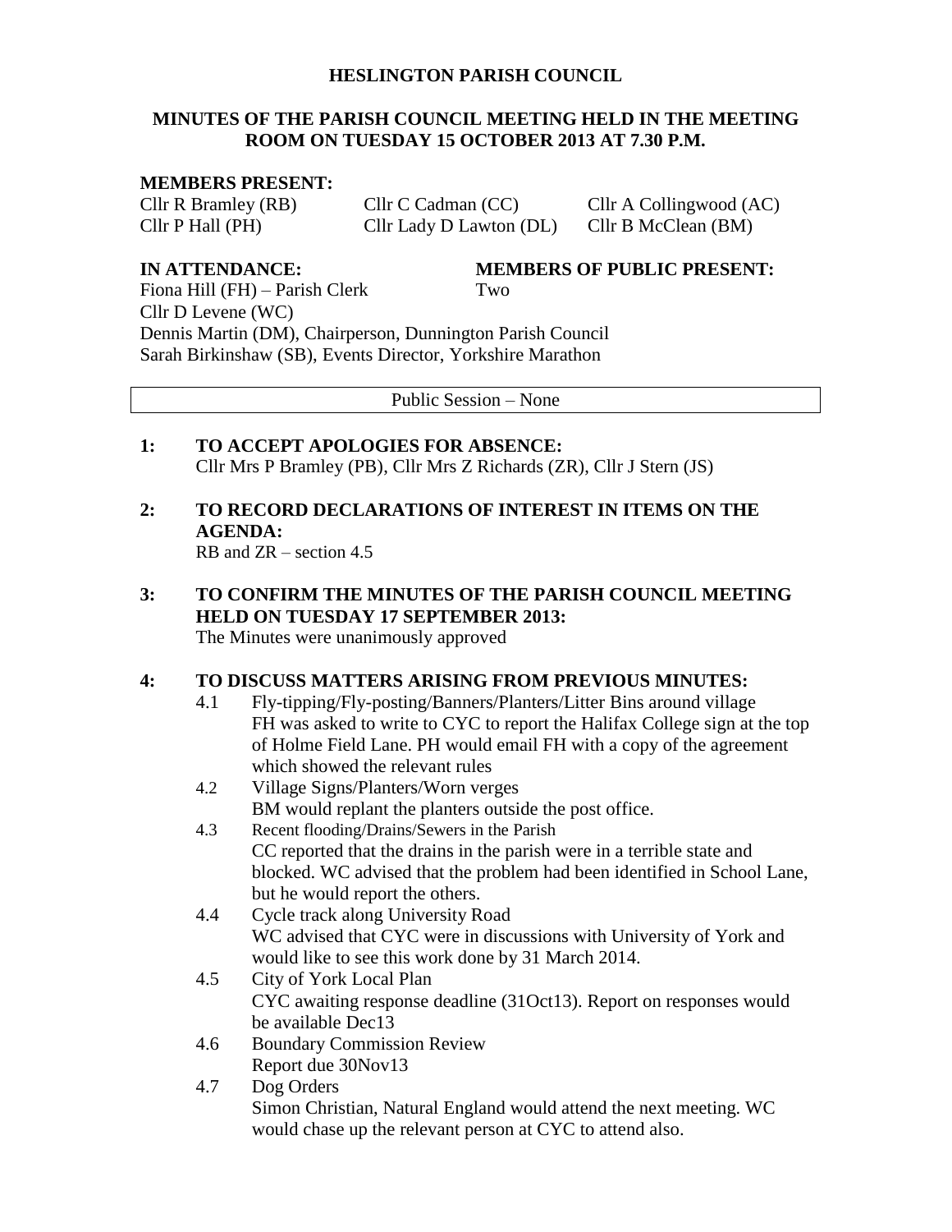# HESLINGTON PARISH COUNCIL

## MINUTES OF THE PARISH COUNCIL MEETING HELD IN THE MEETING ROOM ON TUESDAY 15 OCTOBER 2013 AT 7.30 P.M.

**MEMBERS PRESENT:**

| | | |
|---|---|---|
| Cllr R Bramley (RB) | Cllr C Cadman (CC) | Cllr A Collingwood (AC) |
| Cllr P Hall (PH) | Cllr Lady D Lawton (DL) | Cllr B McClean (BM) |

**IN ATTENDANCE:**

Fiona Hill (FH) – Parish Clerk
Cllr D Levene (WC)
Dennis Martin (DM), Chairperson, Dunnington Parish Council
Sarah Birkinshaw (SB), Events Director, Yorkshire Marathon

**MEMBERS OF PUBLIC PRESENT:**

Two

Public Session – None

**1: TO ACCEPT APOLOGIES FOR ABSENCE:**
Cllr Mrs P Bramley (PB), Cllr Mrs Z Richards (ZR), Cllr J Stern (JS)

**2: TO RECORD DECLARATIONS OF INTEREST IN ITEMS ON THE AGENDA:**
RB and ZR – section 4.5

**3: TO CONFIRM THE MINUTES OF THE PARISH COUNCIL MEETING HELD ON TUESDAY 17 SEPTEMBER 2013:**
The Minutes were unanimously approved

**4: TO DISCUSS MATTERS ARISING FROM PREVIOUS MINUTES:**

4.1 Fly-tipping/Fly-posting/Banners/Planters/Litter Bins around village
FH was asked to write to CYC to report the Halifax College sign at the top of Holme Field Lane. PH would email FH with a copy of the agreement which showed the relevant rules

4.2 Village Signs/Planters/Worn verges
BM would replant the planters outside the post office.

4.3 Recent flooding/Drains/Sewers in the Parish
CC reported that the drains in the parish were in a terrible state and blocked. WC advised that the problem had been identified in School Lane, but he would report the others.

4.4 Cycle track along University Road
WC advised that CYC were in discussions with University of York and would like to see this work done by 31 March 2014.

4.5 City of York Local Plan
CYC awaiting response deadline (31Oct13). Report on responses would be available Dec13

4.6 Boundary Commission Review
Report due 30Nov13

4.7 Dog Orders
Simon Christian, Natural England would attend the next meeting. WC would chase up the relevant person at CYC to attend also.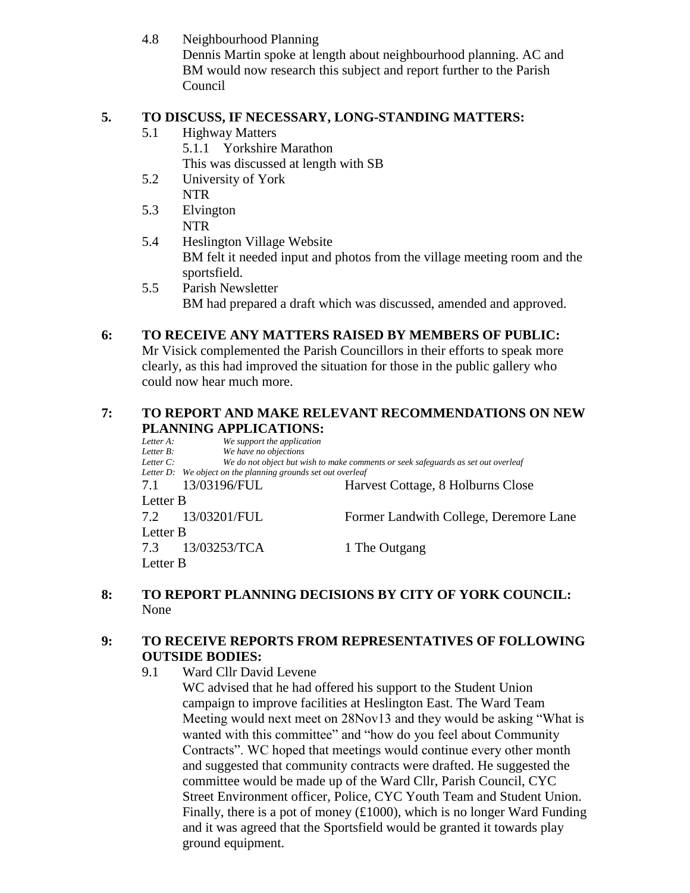4.8 Neighbourhood Planning

Dennis Martin spoke at length about neighbourhood planning. AC and BM would now research this subject and report further to the Parish Council

## 5. TO DISCUSS, IF NECESSARY, LONG-STANDING MATTERS:

5.1 Highway Matters

5.1.1 Yorkshire Marathon

This was discussed at length with SB

5.2 University of York

NTR

5.3 Elvington

NTR

5.4 Heslington Village Website

BM felt it needed input and photos from the village meeting room and the sportsfield.

5.5 Parish Newsletter

BM had prepared a draft which was discussed, amended and approved.

## 6: TO RECEIVE ANY MATTERS RAISED BY MEMBERS OF PUBLIC:

Mr Visick complemented the Parish Councillors in their efforts to speak more clearly, as this had improved the situation for those in the public gallery who could now hear much more.

## 7: TO REPORT AND MAKE RELEVANT RECOMMENDATIONS ON NEW PLANNING APPLICATIONS:

*Letter A: We support the application*
*Letter B: We have no objections*
*Letter C: We do not object but wish to make comments or seek safeguards as set out overleaf*
*Letter D: We object on the planning grounds set out overleaf*

7.1 13/03196/FUL Harvest Cottage, 8 Holburns Close

Letter B

7.2 13/03201/FUL Former Landwith College, Deremore Lane

Letter B

7.3 13/03253/TCA 1 The Outgang

Letter B

## 8: TO REPORT PLANNING DECISIONS BY CITY OF YORK COUNCIL:

None

## 9: TO RECEIVE REPORTS FROM REPRESENTATIVES OF FOLLOWING OUTSIDE BODIES:

9.1 Ward Cllr David Levene

WC advised that he had offered his support to the Student Union campaign to improve facilities at Heslington East. The Ward Team Meeting would next meet on 28Nov13 and they would be asking "What is wanted with this committee" and "how do you feel about Community Contracts". WC hoped that meetings would continue every other month and suggested that community contracts were drafted. He suggested the committee would be made up of the Ward Cllr, Parish Council, CYC Street Environment officer, Police, CYC Youth Team and Student Union. Finally, there is a pot of money (£1000), which is no longer Ward Funding and it was agreed that the Sportsfield would be granted it towards play ground equipment.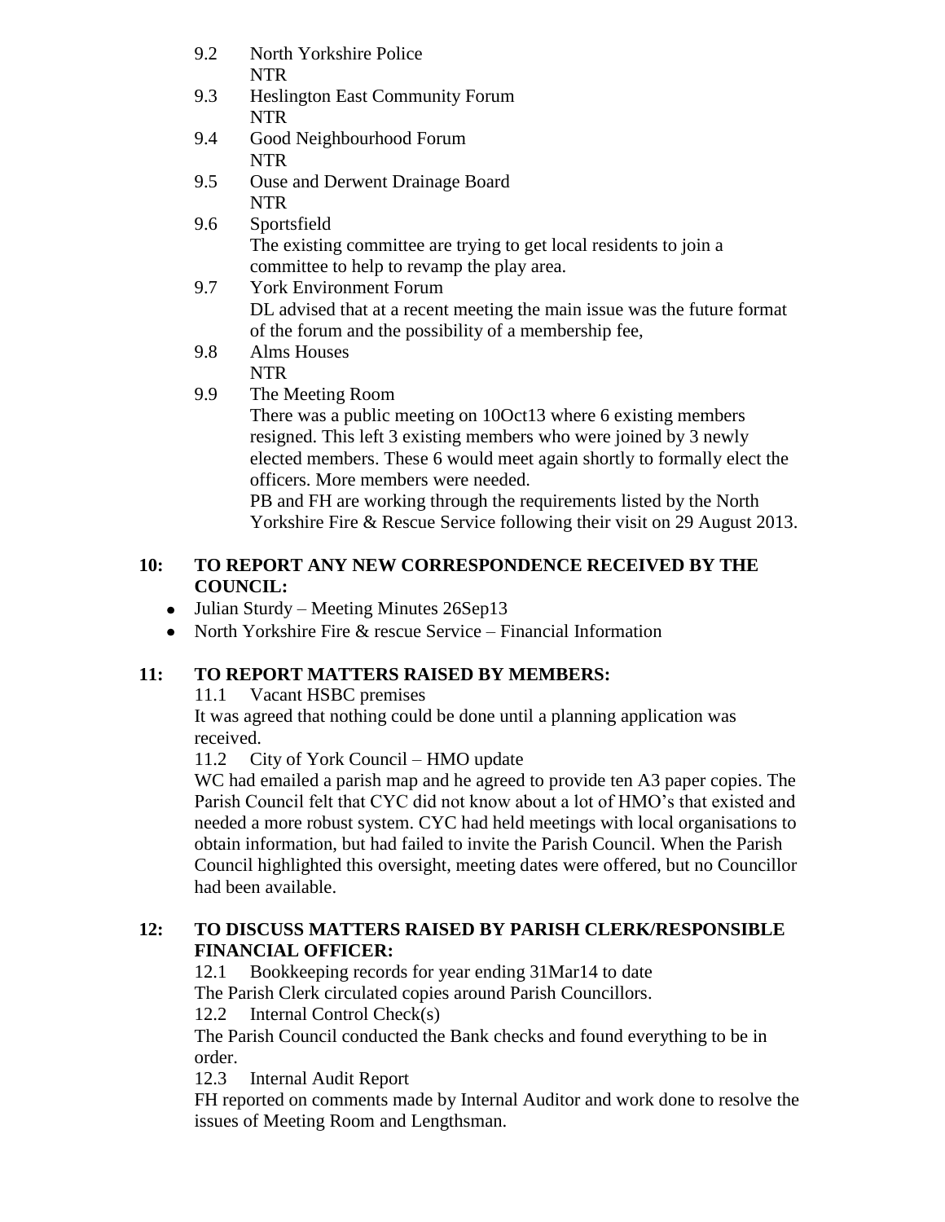9.2 North Yorkshire Police
NTR

9.3 Heslington East Community Forum
NTR

9.4 Good Neighbourhood Forum
NTR

9.5 Ouse and Derwent Drainage Board
NTR

9.6 Sportsfield
The existing committee are trying to get local residents to join a committee to help to revamp the play area.

9.7 York Environment Forum
DL advised that at a recent meeting the main issue was the future format of the forum and the possibility of a membership fee,

9.8 Alms Houses
NTR

9.9 The Meeting Room
There was a public meeting on 10Oct13 where 6 existing members resigned. This left 3 existing members who were joined by 3 newly elected members. These 6 would meet again shortly to formally elect the officers. More members were needed.
PB and FH are working through the requirements listed by the North Yorkshire Fire & Rescue Service following their visit on 29 August 2013.

## 10: TO REPORT ANY NEW CORRESPONDENCE RECEIVED BY THE COUNCIL:

- Julian Sturdy – Meeting Minutes 26Sep13
- North Yorkshire Fire & rescue Service – Financial Information

## 11: TO REPORT MATTERS RAISED BY MEMBERS:

11.1 Vacant HSBC premises

It was agreed that nothing could be done until a planning application was received.

11.2 City of York Council – HMO update

WC had emailed a parish map and he agreed to provide ten A3 paper copies. The Parish Council felt that CYC did not know about a lot of HMO's that existed and needed a more robust system. CYC had held meetings with local organisations to obtain information, but had failed to invite the Parish Council. When the Parish Council highlighted this oversight, meeting dates were offered, but no Councillor had been available.

## 12: TO DISCUSS MATTERS RAISED BY PARISH CLERK/RESPONSIBLE FINANCIAL OFFICER:

12.1 Bookkeeping records for year ending 31Mar14 to date

The Parish Clerk circulated copies around Parish Councillors.

12.2 Internal Control Check(s)

The Parish Council conducted the Bank checks and found everything to be in order.

12.3 Internal Audit Report

FH reported on comments made by Internal Auditor and work done to resolve the issues of Meeting Room and Lengthsman.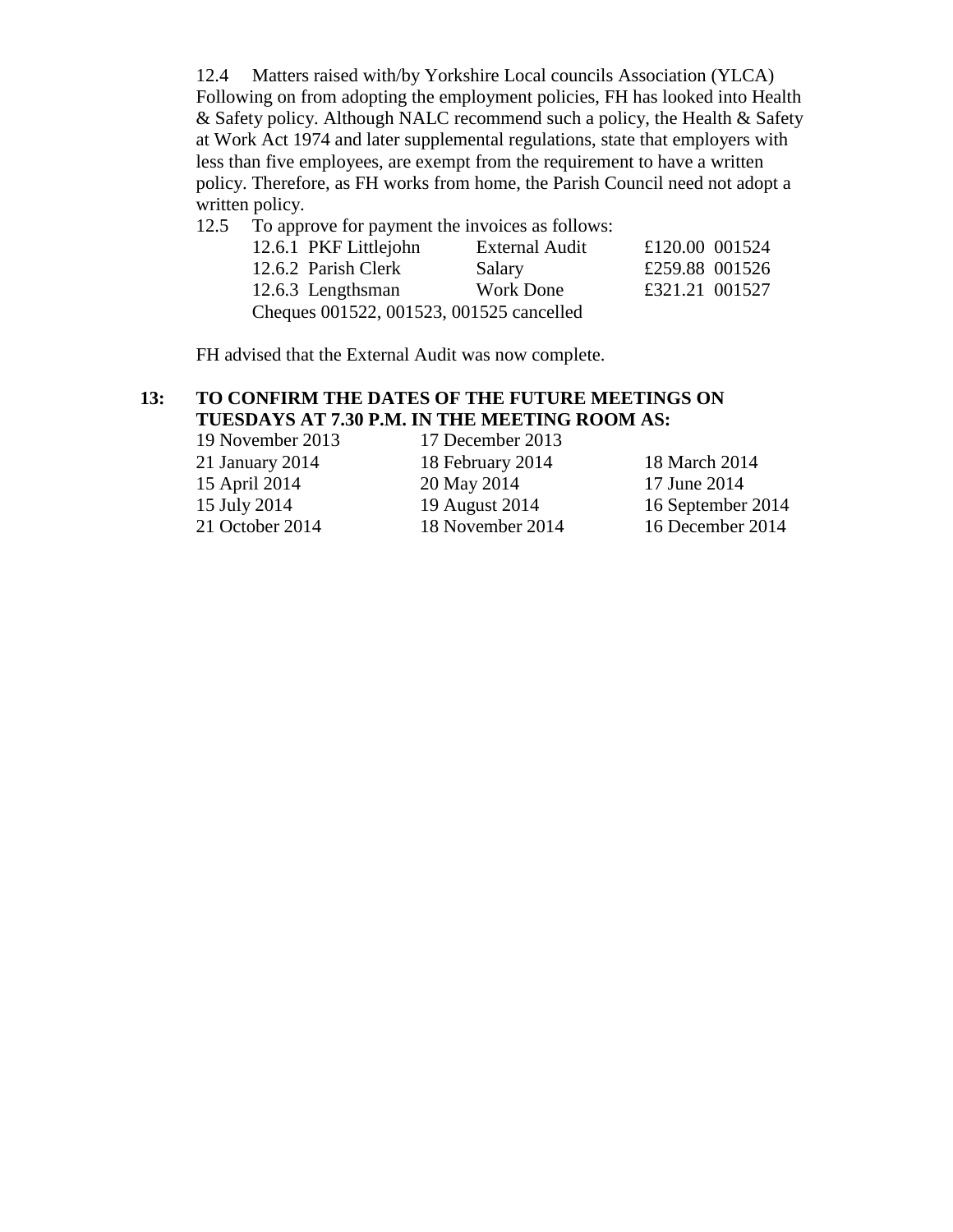12.4 Matters raised with/by Yorkshire Local councils Association (YLCA)
Following on from adopting the employment policies, FH has looked into Health & Safety policy. Although NALC recommend such a policy, the Health & Safety at Work Act 1974 and later supplemental regulations, state that employers with less than five employees, are exempt from the requirement to have a written policy. Therefore, as FH works from home, the Parish Council need not adopt a written policy.

12.5 To approve for payment the invoices as follows:

| | | | |
|---|---|---|---|
| 12.6.1 PKF Littlejohn | External Audit | £120.00 | 001524 |
| 12.6.2 Parish Clerk | Salary | £259.88 | 001526 |
| 12.6.3 Lengthsman | Work Done | £321.21 | 001527 |

Cheques 001522, 001523, 001525 cancelled

FH advised that the External Audit was now complete.

**13: TO CONFIRM THE DATES OF THE FUTURE MEETINGS ON TUESDAYS AT 7.30 P.M. IN THE MEETING ROOM AS:**

| | | |
|---|---|---|
| 19 November 2013 | 17 December 2013 | |
| 21 January 2014 | 18 February 2014 | 18 March 2014 |
| 15 April 2014 | 20 May 2014 | 17 June 2014 |
| 15 July 2014 | 19 August 2014 | 16 September 2014 |
| 21 October 2014 | 18 November 2014 | 16 December 2014 |